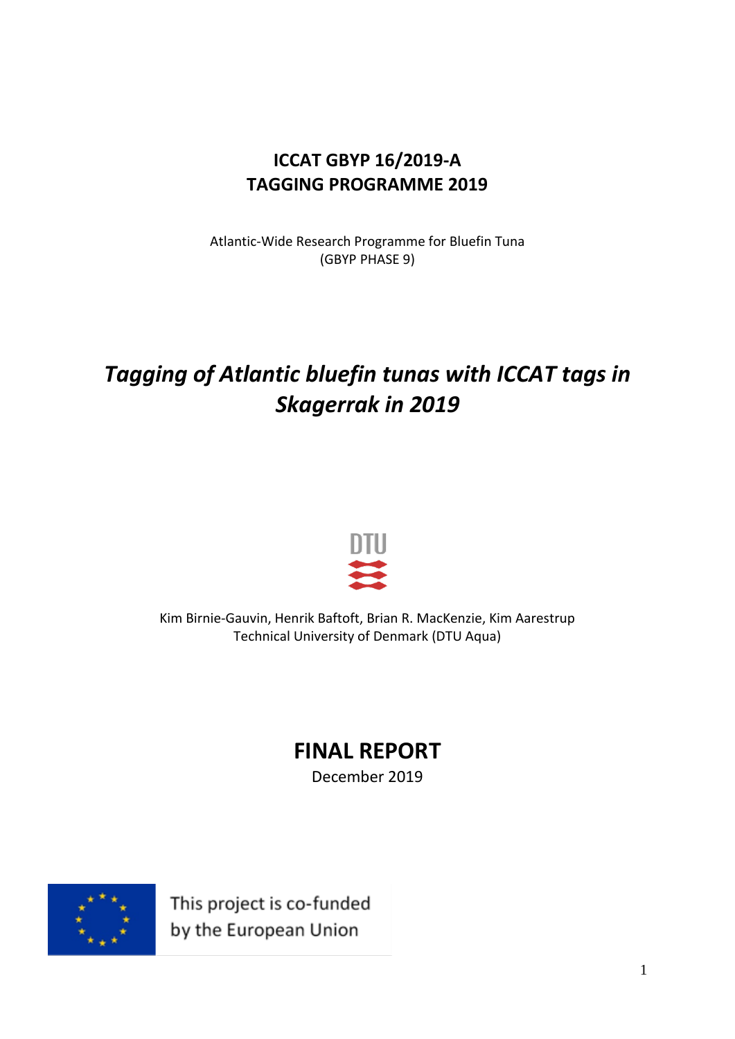**ICCAT GBYP 16/2019-A**
**TAGGING PROGRAMME 2019**

Atlantic-Wide Research Programme for Bluefin Tuna
(GBYP PHASE 9)

# *Tagging of Atlantic bluefin tunas with ICCAT tags in Skagerrak in 2019*

DTU

Kim Birnie-Gauvin, Henrik Baftoft, Brian R. MacKenzie, Kim Aarestrup
Technical University of Denmark (DTU Aqua)

## FINAL REPORT

December 2019

This project is co-funded by the European Union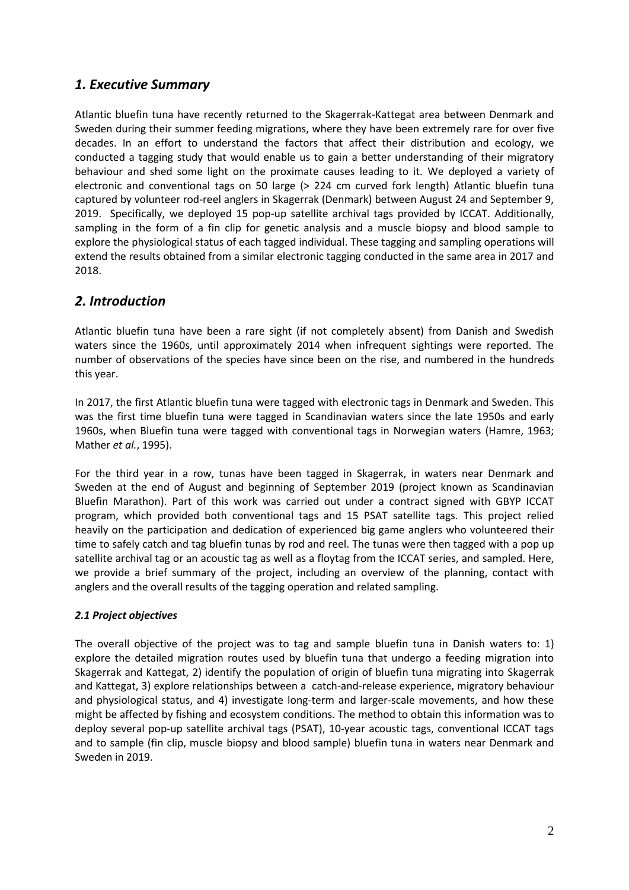## *1. Executive Summary*

Atlantic bluefin tuna have recently returned to the Skagerrak-Kattegat area between Denmark and Sweden during their summer feeding migrations, where they have been extremely rare for over five decades. In an effort to understand the factors that affect their distribution and ecology, we conducted a tagging study that would enable us to gain a better understanding of their migratory behaviour and shed some light on the proximate causes leading to it. We deployed a variety of electronic and conventional tags on 50 large (> 224 cm curved fork length) Atlantic bluefin tuna captured by volunteer rod-reel anglers in Skagerrak (Denmark) between August 24 and September 9, 2019. Specifically, we deployed 15 pop-up satellite archival tags provided by ICCAT. Additionally, sampling in the form of a fin clip for genetic analysis and a muscle biopsy and blood sample to explore the physiological status of each tagged individual. These tagging and sampling operations will extend the results obtained from a similar electronic tagging conducted in the same area in 2017 and 2018.

## *2. Introduction*

Atlantic bluefin tuna have been a rare sight (if not completely absent) from Danish and Swedish waters since the 1960s, until approximately 2014 when infrequent sightings were reported. The number of observations of the species have since been on the rise, and numbered in the hundreds this year.

In 2017, the first Atlantic bluefin tuna were tagged with electronic tags in Denmark and Sweden. This was the first time bluefin tuna were tagged in Scandinavian waters since the late 1950s and early 1960s, when Bluefin tuna were tagged with conventional tags in Norwegian waters (Hamre, 1963; Mather *et al.*, 1995).

For the third year in a row, tunas have been tagged in Skagerrak, in waters near Denmark and Sweden at the end of August and beginning of September 2019 (project known as Scandinavian Bluefin Marathon). Part of this work was carried out under a contract signed with GBYP ICCAT program, which provided both conventional tags and 15 PSAT satellite tags. This project relied heavily on the participation and dedication of experienced big game anglers who volunteered their time to safely catch and tag bluefin tunas by rod and reel. The tunas were then tagged with a pop up satellite archival tag or an acoustic tag as well as a floytag from the ICCAT series, and sampled. Here, we provide a brief summary of the project, including an overview of the planning, contact with anglers and the overall results of the tagging operation and related sampling.

### *2.1 Project objectives*

The overall objective of the project was to tag and sample bluefin tuna in Danish waters to: 1) explore the detailed migration routes used by bluefin tuna that undergo a feeding migration into Skagerrak and Kattegat, 2) identify the population of origin of bluefin tuna migrating into Skagerrak and Kattegat, 3) explore relationships between a catch-and-release experience, migratory behaviour and physiological status, and 4) investigate long-term and larger-scale movements, and how these might be affected by fishing and ecosystem conditions. The method to obtain this information was to deploy several pop-up satellite archival tags (PSAT), 10-year acoustic tags, conventional ICCAT tags and to sample (fin clip, muscle biopsy and blood sample) bluefin tuna in waters near Denmark and Sweden in 2019.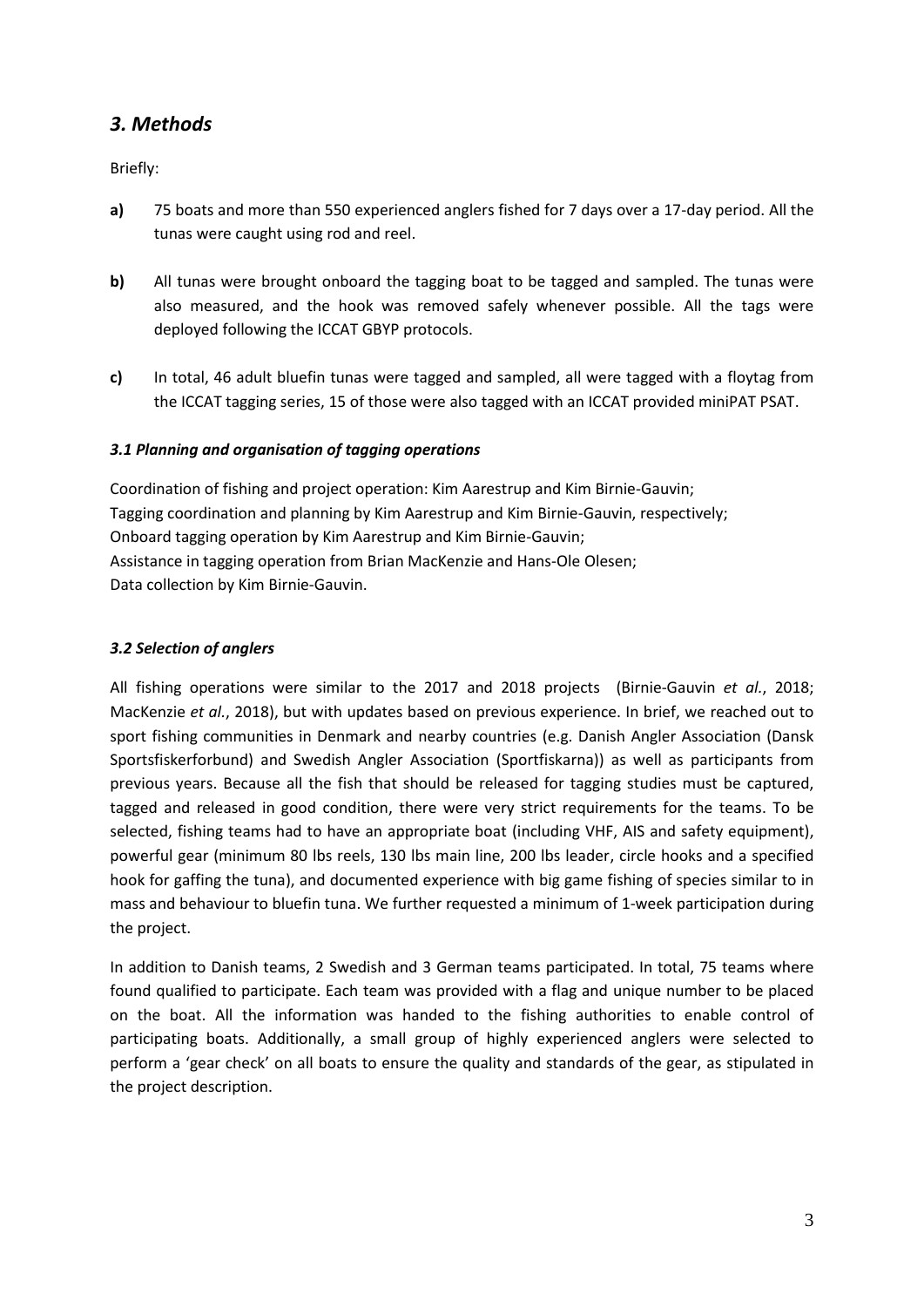## *3. Methods*

Briefly:

**a)** 75 boats and more than 550 experienced anglers fished for 7 days over a 17-day period. All the tunas were caught using rod and reel.

**b)** All tunas were brought onboard the tagging boat to be tagged and sampled. The tunas were also measured, and the hook was removed safely whenever possible. All the tags were deployed following the ICCAT GBYP protocols.

**c)** In total, 46 adult bluefin tunas were tagged and sampled, all were tagged with a floytag from the ICCAT tagging series, 15 of those were also tagged with an ICCAT provided miniPAT PSAT.

### *3.1 Planning and organisation of tagging operations*

Coordination of fishing and project operation: Kim Aarestrup and Kim Birnie-Gauvin;
Tagging coordination and planning by Kim Aarestrup and Kim Birnie-Gauvin, respectively;
Onboard tagging operation by Kim Aarestrup and Kim Birnie-Gauvin;
Assistance in tagging operation from Brian MacKenzie and Hans-Ole Olesen;
Data collection by Kim Birnie-Gauvin.

### *3.2 Selection of anglers*

All fishing operations were similar to the 2017 and 2018 projects (Birnie-Gauvin *et al*., 2018; MacKenzie *et al*., 2018), but with updates based on previous experience. In brief, we reached out to sport fishing communities in Denmark and nearby countries (e.g. Danish Angler Association (Dansk Sportsfiskerforbund) and Swedish Angler Association (Sportfiskarna)) as well as participants from previous years. Because all the fish that should be released for tagging studies must be captured, tagged and released in good condition, there were very strict requirements for the teams. To be selected, fishing teams had to have an appropriate boat (including VHF, AIS and safety equipment), powerful gear (minimum 80 lbs reels, 130 lbs main line, 200 lbs leader, circle hooks and a specified hook for gaffing the tuna), and documented experience with big game fishing of species similar to in mass and behaviour to bluefin tuna. We further requested a minimum of 1-week participation during the project.

In addition to Danish teams, 2 Swedish and 3 German teams participated. In total, 75 teams where found qualified to participate. Each team was provided with a flag and unique number to be placed on the boat. All the information was handed to the fishing authorities to enable control of participating boats. Additionally, a small group of highly experienced anglers were selected to perform a 'gear check' on all boats to ensure the quality and standards of the gear, as stipulated in the project description.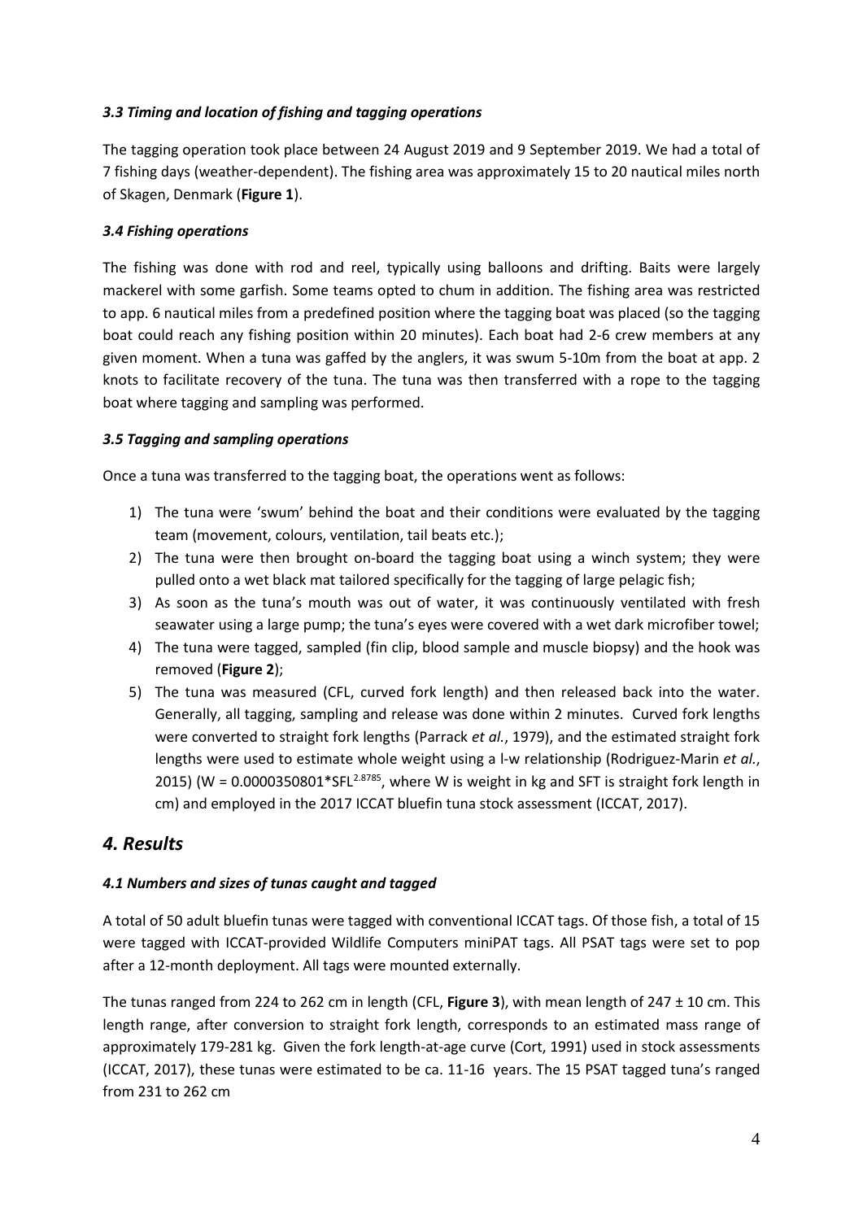### *3.3 Timing and location of fishing and tagging operations*

The tagging operation took place between 24 August 2019 and 9 September 2019. We had a total of 7 fishing days (weather-dependent). The fishing area was approximately 15 to 20 nautical miles north of Skagen, Denmark (**Figure 1**).

### *3.4 Fishing operations*

The fishing was done with rod and reel, typically using balloons and drifting. Baits were largely mackerel with some garfish. Some teams opted to chum in addition. The fishing area was restricted to app. 6 nautical miles from a predefined position where the tagging boat was placed (so the tagging boat could reach any fishing position within 20 minutes). Each boat had 2-6 crew members at any given moment. When a tuna was gaffed by the anglers, it was swum 5-10m from the boat at app. 2 knots to facilitate recovery of the tuna. The tuna was then transferred with a rope to the tagging boat where tagging and sampling was performed.

### *3.5 Tagging and sampling operations*

Once a tuna was transferred to the tagging boat, the operations went as follows:

1) The tuna were 'swum' behind the boat and their conditions were evaluated by the tagging team (movement, colours, ventilation, tail beats etc.);
2) The tuna were then brought on-board the tagging boat using a winch system; they were pulled onto a wet black mat tailored specifically for the tagging of large pelagic fish;
3) As soon as the tuna's mouth was out of water, it was continuously ventilated with fresh seawater using a large pump; the tuna's eyes were covered with a wet dark microfiber towel;
4) The tuna were tagged, sampled (fin clip, blood sample and muscle biopsy) and the hook was removed (**Figure 2**);
5) The tuna was measured (CFL, curved fork length) and then released back into the water. Generally, all tagging, sampling and release was done within 2 minutes. Curved fork lengths were converted to straight fork lengths (Parrack *et al.*, 1979), and the estimated straight fork lengths were used to estimate whole weight using a l-w relationship (Rodriguez-Marin *et al.*, 2015) ($W = 0.0000350801 * SFL^{2.8785}$, where W is weight in kg and SFT is straight fork length in cm) and employed in the 2017 ICCAT bluefin tuna stock assessment (ICCAT, 2017).

## *4. Results*

### *4.1 Numbers and sizes of tunas caught and tagged*

A total of 50 adult bluefin tunas were tagged with conventional ICCAT tags. Of those fish, a total of 15 were tagged with ICCAT-provided Wildlife Computers miniPAT tags. All PSAT tags were set to pop after a 12-month deployment. All tags were mounted externally.

The tunas ranged from 224 to 262 cm in length (CFL, **Figure 3**), with mean length of 247 ± 10 cm. This length range, after conversion to straight fork length, corresponds to an estimated mass range of approximately 179-281 kg. Given the fork length-at-age curve (Cort, 1991) used in stock assessments (ICCAT, 2017), these tunas were estimated to be ca. 11-16 years. The 15 PSAT tagged tuna's ranged from 231 to 262 cm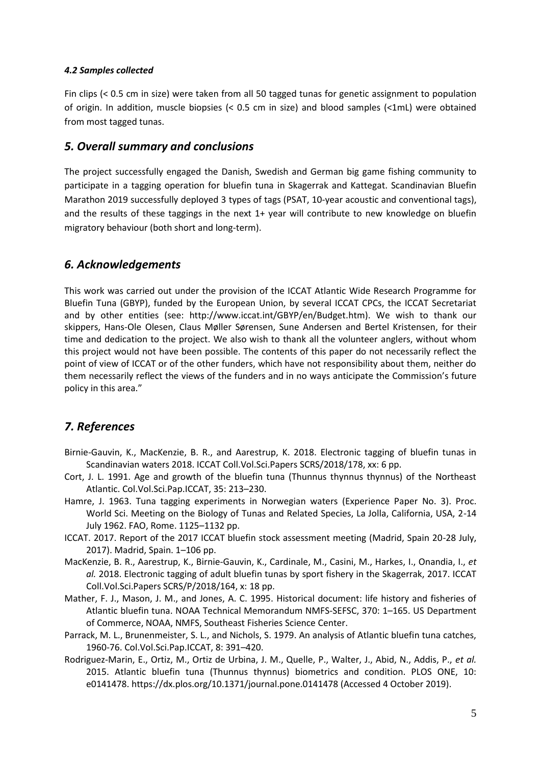#### *4.2 Samples collected*

Fin clips (< 0.5 cm in size) were taken from all 50 tagged tunas for genetic assignment to population of origin. In addition, muscle biopsies (< 0.5 cm in size) and blood samples (<1mL) were obtained from most tagged tunas.

## *5. Overall summary and conclusions*

The project successfully engaged the Danish, Swedish and German big game fishing community to participate in a tagging operation for bluefin tuna in Skagerrak and Kattegat. Scandinavian Bluefin Marathon 2019 successfully deployed 3 types of tags (PSAT, 10-year acoustic and conventional tags), and the results of these taggings in the next 1+ year will contribute to new knowledge on bluefin migratory behaviour (both short and long-term).

## *6. Acknowledgements*

This work was carried out under the provision of the ICCAT Atlantic Wide Research Programme for Bluefin Tuna (GBYP), funded by the European Union, by several ICCAT CPCs, the ICCAT Secretariat and by other entities (see: http://www.iccat.int/GBYP/en/Budget.htm). We wish to thank our skippers, Hans-Ole Olesen, Claus Møller Sørensen, Sune Andersen and Bertel Kristensen, for their time and dedication to the project. We also wish to thank all the volunteer anglers, without whom this project would not have been possible. The contents of this paper do not necessarily reflect the point of view of ICCAT or of the other funders, which have not responsibility about them, neither do them necessarily reflect the views of the funders and in no ways anticipate the Commission's future policy in this area."

## *7. References*

Birnie-Gauvin, K., MacKenzie, B. R., and Aarestrup, K. 2018. Electronic tagging of bluefin tunas in Scandinavian waters 2018. ICCAT Coll.Vol.Sci.Papers SCRS/2018/178, xx: 6 pp.

Cort, J. L. 1991. Age and growth of the bluefin tuna (Thunnus thynnus thynnus) of the Northeast Atlantic. Col.Vol.Sci.Pap.ICCAT, 35: 213–230.

Hamre, J. 1963. Tuna tagging experiments in Norwegian waters (Experience Paper No. 3). Proc. World Sci. Meeting on the Biology of Tunas and Related Species, La Jolla, California, USA, 2-14 July 1962. FAO, Rome. 1125–1132 pp.

ICCAT. 2017. Report of the 2017 ICCAT bluefin stock assessment meeting (Madrid, Spain 20-28 July, 2017). Madrid, Spain. 1–106 pp.

MacKenzie, B. R., Aarestrup, K., Birnie-Gauvin, K., Cardinale, M., Casini, M., Harkes, I., Onandia, I., *et al.* 2018. Electronic tagging of adult bluefin tunas by sport fishery in the Skagerrak, 2017. ICCAT Coll.Vol.Sci.Papers SCRS/P/2018/164, x: 18 pp.

Mather, F. J., Mason, J. M., and Jones, A. C. 1995. Historical document: life history and fisheries of Atlantic bluefin tuna. NOAA Technical Memorandum NMFS-SEFSC, 370: 1–165. US Department of Commerce, NOAA, NMFS, Southeast Fisheries Science Center.

Parrack, M. L., Brunenmeister, S. L., and Nichols, S. 1979. An analysis of Atlantic bluefin tuna catches, 1960-76. Col.Vol.Sci.Pap.ICCAT, 8: 391–420.

Rodriguez-Marin, E., Ortiz, M., Ortiz de Urbina, J. M., Quelle, P., Walter, J., Abid, N., Addis, P., *et al.* 2015. Atlantic bluefin tuna (Thunnus thynnus) biometrics and condition. PLOS ONE, 10: e0141478. https://dx.plos.org/10.1371/journal.pone.0141478 (Accessed 4 October 2019).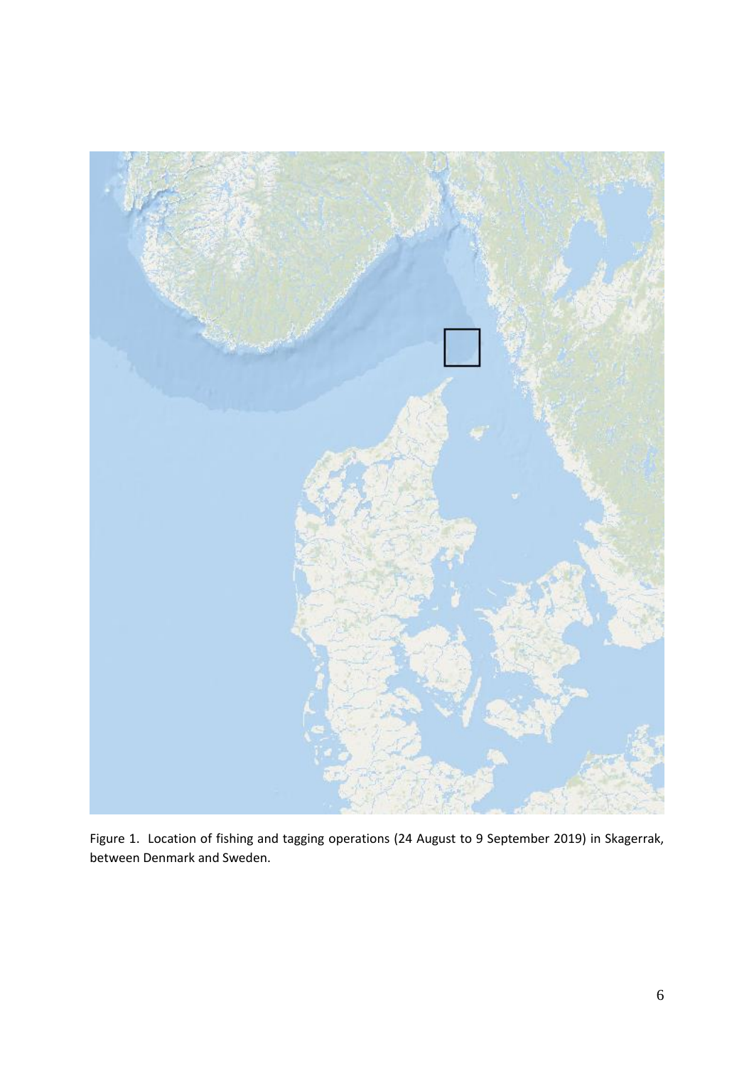Figure 1. Location of fishing and tagging operations (24 August to 9 September 2019) in Skagerrak, between Denmark and Sweden.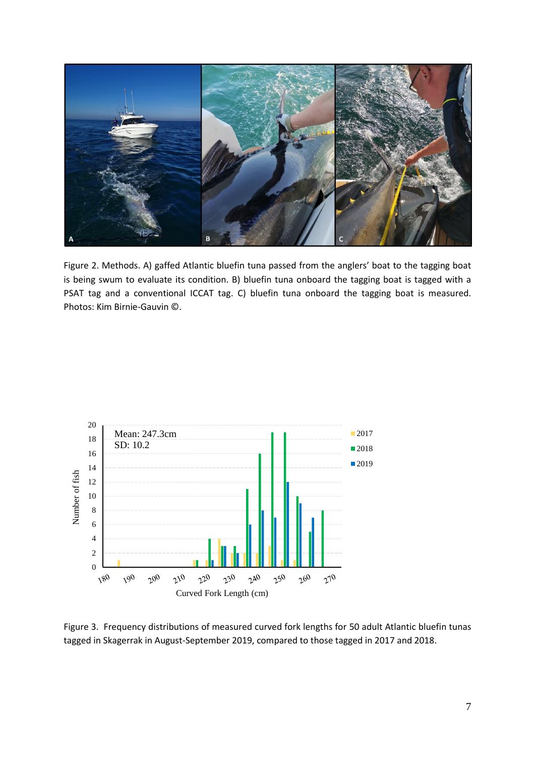Figure 2. Methods. A) gaffed Atlantic bluefin tuna passed from the anglers' boat to the tagging boat is being swum to evaluate its condition. B) bluefin tuna onboard the tagging boat is tagged with a PSAT tag and a conventional ICCAT tag. C) bluefin tuna onboard the tagging boat is measured. Photos: Kim Birnie-Gauvin ©.

Figure 3. Frequency distributions of measured curved fork lengths for 50 adult Atlantic bluefin tunas tagged in Skagerrak in August-September 2019, compared to those tagged in 2017 and 2018.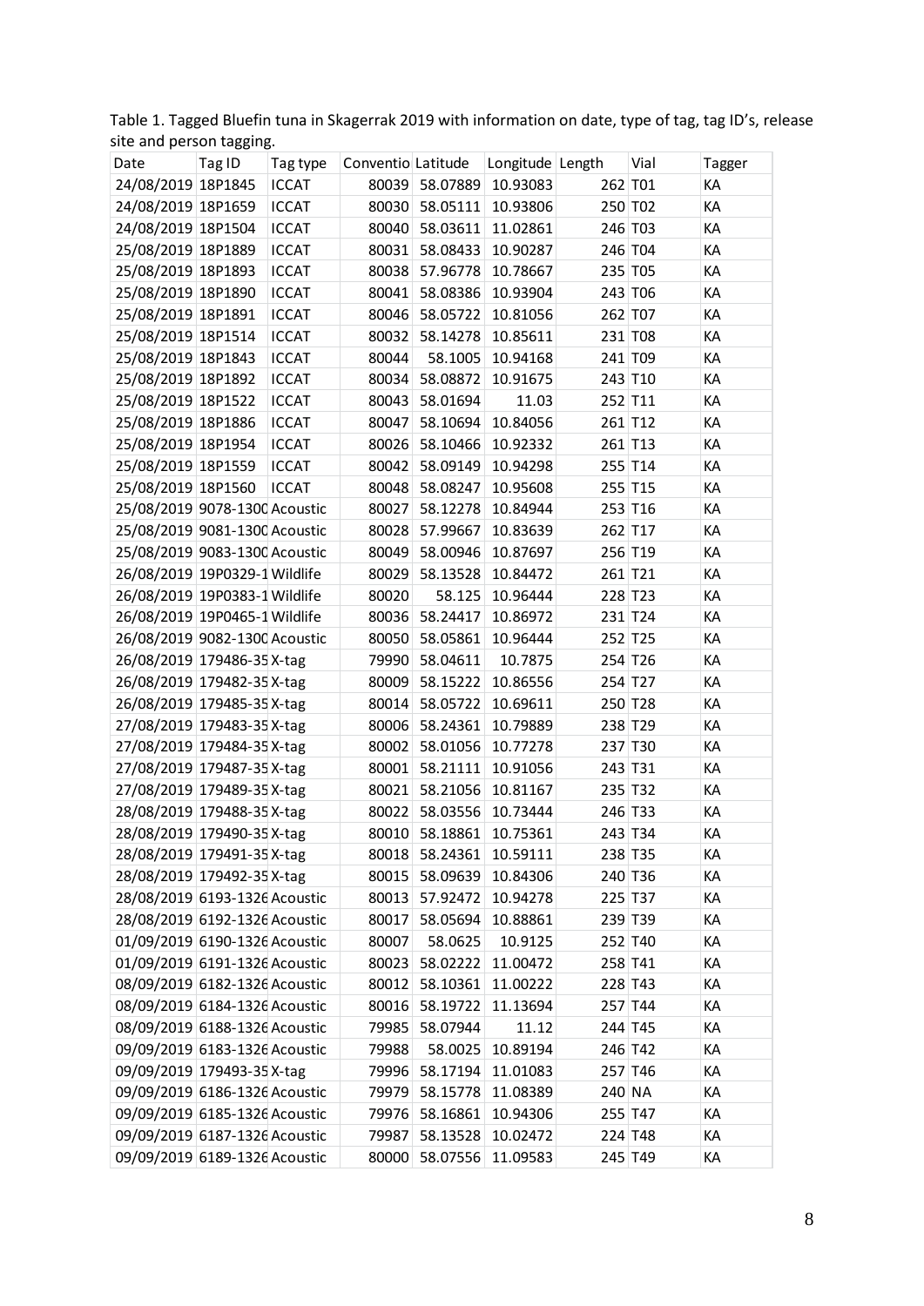Table 1. Tagged Bluefin tuna in Skagerrak 2019 with information on date, type of tag, tag ID's, release site and person tagging.

| Date | Tag ID | Tag type | Conventio | Latitude | Longitude | Length | Vial | Tagger |
|---|---|---|---|---|---|---|---|---|
| 24/08/2019 | 18P1845 | ICCAT | 80039 | 58.07889 | 10.93083 | 262 | T01 | KA |
| 24/08/2019 | 18P1659 | ICCAT | 80030 | 58.05111 | 10.93806 | 250 | T02 | KA |
| 24/08/2019 | 18P1504 | ICCAT | 80040 | 58.03611 | 11.02861 | 246 | T03 | KA |
| 25/08/2019 | 18P1889 | ICCAT | 80031 | 58.08433 | 10.90287 | 246 | T04 | KA |
| 25/08/2019 | 18P1893 | ICCAT | 80038 | 57.96778 | 10.78667 | 235 | T05 | KA |
| 25/08/2019 | 18P1890 | ICCAT | 80041 | 58.08386 | 10.93904 | 243 | T06 | KA |
| 25/08/2019 | 18P1891 | ICCAT | 80046 | 58.05722 | 10.81056 | 262 | T07 | KA |
| 25/08/2019 | 18P1514 | ICCAT | 80032 | 58.14278 | 10.85611 | 231 | T08 | KA |
| 25/08/2019 | 18P1843 | ICCAT | 80044 | 58.1005 | 10.94168 | 241 | T09 | KA |
| 25/08/2019 | 18P1892 | ICCAT | 80034 | 58.08872 | 10.91675 | 243 | T10 | KA |
| 25/08/2019 | 18P1522 | ICCAT | 80043 | 58.01694 | 11.03 | 252 | T11 | KA |
| 25/08/2019 | 18P1886 | ICCAT | 80047 | 58.10694 | 10.84056 | 261 | T12 | KA |
| 25/08/2019 | 18P1954 | ICCAT | 80026 | 58.10466 | 10.92332 | 261 | T13 | KA |
| 25/08/2019 | 18P1559 | ICCAT | 80042 | 58.09149 | 10.94298 | 255 | T14 | KA |
| 25/08/2019 | 18P1560 | ICCAT | 80048 | 58.08247 | 10.95608 | 255 | T15 | KA |
| 25/08/2019 | 9078-1300 | Acoustic | 80027 | 58.12278 | 10.84944 | 253 | T16 | KA |
| 25/08/2019 | 9081-1300 | Acoustic | 80028 | 57.99667 | 10.83639 | 262 | T17 | KA |
| 25/08/2019 | 9083-1300 | Acoustic | 80049 | 58.00946 | 10.87697 | 256 | T19 | KA |
| 26/08/2019 | 19P0329-1 | Wildlife | 80029 | 58.13528 | 10.84472 | 261 | T21 | KA |
| 26/08/2019 | 19P0383-1 | Wildlife | 80020 | 58.125 | 10.96444 | 228 | T23 | KA |
| 26/08/2019 | 19P0465-1 | Wildlife | 80036 | 58.24417 | 10.86972 | 231 | T24 | KA |
| 26/08/2019 | 9082-1300 | Acoustic | 80050 | 58.05861 | 10.96444 | 252 | T25 | KA |
| 26/08/2019 | 179486-35 | X-tag | 79990 | 58.04611 | 10.7875 | 254 | T26 | KA |
| 26/08/2019 | 179482-35 | X-tag | 80009 | 58.15222 | 10.86556 | 254 | T27 | KA |
| 26/08/2019 | 179485-35 | X-tag | 80014 | 58.05722 | 10.69611 | 250 | T28 | KA |
| 27/08/2019 | 179483-35 | X-tag | 80006 | 58.24361 | 10.79889 | 238 | T29 | KA |
| 27/08/2019 | 179484-35 | X-tag | 80002 | 58.01056 | 10.77278 | 237 | T30 | KA |
| 27/08/2019 | 179487-35 | X-tag | 80001 | 58.21111 | 10.91056 | 243 | T31 | KA |
| 27/08/2019 | 179489-35 | X-tag | 80021 | 58.21056 | 10.81167 | 235 | T32 | KA |
| 28/08/2019 | 179488-35 | X-tag | 80022 | 58.03556 | 10.73444 | 246 | T33 | KA |
| 28/08/2019 | 179490-35 | X-tag | 80010 | 58.18861 | 10.75361 | 243 | T34 | KA |
| 28/08/2019 | 179491-35 | X-tag | 80018 | 58.24361 | 10.59111 | 238 | T35 | KA |
| 28/08/2019 | 179492-35 | X-tag | 80015 | 58.09639 | 10.84306 | 240 | T36 | KA |
| 28/08/2019 | 6193-1326 | Acoustic | 80013 | 57.92472 | 10.94278 | 225 | T37 | KA |
| 28/08/2019 | 6192-1326 | Acoustic | 80017 | 58.05694 | 10.88861 | 239 | T39 | KA |
| 01/09/2019 | 6190-1326 | Acoustic | 80007 | 58.0625 | 10.9125 | 252 | T40 | KA |
| 01/09/2019 | 6191-1326 | Acoustic | 80023 | 58.02222 | 11.00472 | 258 | T41 | KA |
| 08/09/2019 | 6182-1326 | Acoustic | 80012 | 58.10361 | 11.00222 | 228 | T43 | KA |
| 08/09/2019 | 6184-1326 | Acoustic | 80016 | 58.19722 | 11.13694 | 257 | T44 | KA |
| 08/09/2019 | 6188-1326 | Acoustic | 79985 | 58.07944 | 11.12 | 244 | T45 | KA |
| 09/09/2019 | 6183-1326 | Acoustic | 79988 | 58.0025 | 10.89194 | 246 | T42 | KA |
| 09/09/2019 | 179493-35 | X-tag | 79996 | 58.17194 | 11.01083 | 257 | T46 | KA |
| 09/09/2019 | 6186-1326 | Acoustic | 79979 | 58.15778 | 11.08389 | 240 | NA | KA |
| 09/09/2019 | 6185-1326 | Acoustic | 79976 | 58.16861 | 10.94306 | 255 | T47 | KA |
| 09/09/2019 | 6187-1326 | Acoustic | 79987 | 58.13528 | 10.02472 | 224 | T48 | KA |
| 09/09/2019 | 6189-1326 | Acoustic | 80000 | 58.07556 | 11.09583 | 245 | T49 | KA |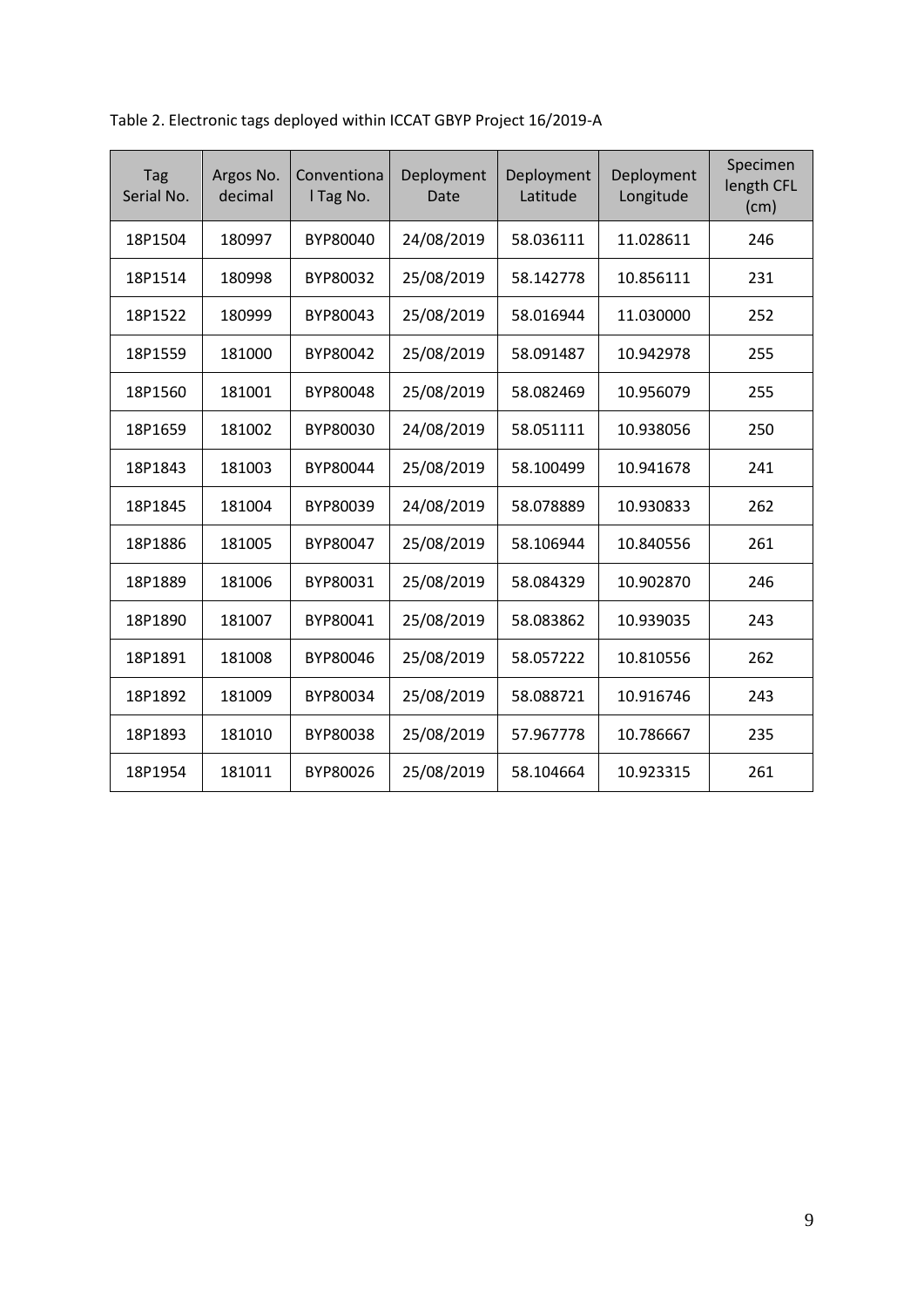Table 2. Electronic tags deployed within ICCAT GBYP Project 16/2019-A

| Tag Serial No. | Argos No. decimal | Conventional Tag No. | Deployment Date | Deployment Latitude | Deployment Longitude | Specimen length CFL (cm) |
|---|---|---|---|---|---|---|
| 18P1504 | 180997 | BYP80040 | 24/08/2019 | 58.036111 | 11.028611 | 246 |
| 18P1514 | 180998 | BYP80032 | 25/08/2019 | 58.142778 | 10.856111 | 231 |
| 18P1522 | 180999 | BYP80043 | 25/08/2019 | 58.016944 | 11.030000 | 252 |
| 18P1559 | 181000 | BYP80042 | 25/08/2019 | 58.091487 | 10.942978 | 255 |
| 18P1560 | 181001 | BYP80048 | 25/08/2019 | 58.082469 | 10.956079 | 255 |
| 18P1659 | 181002 | BYP80030 | 24/08/2019 | 58.051111 | 10.938056 | 250 |
| 18P1843 | 181003 | BYP80044 | 25/08/2019 | 58.100499 | 10.941678 | 241 |
| 18P1845 | 181004 | BYP80039 | 24/08/2019 | 58.078889 | 10.930833 | 262 |
| 18P1886 | 181005 | BYP80047 | 25/08/2019 | 58.106944 | 10.840556 | 261 |
| 18P1889 | 181006 | BYP80031 | 25/08/2019 | 58.084329 | 10.902870 | 246 |
| 18P1890 | 181007 | BYP80041 | 25/08/2019 | 58.083862 | 10.939035 | 243 |
| 18P1891 | 181008 | BYP80046 | 25/08/2019 | 58.057222 | 10.810556 | 262 |
| 18P1892 | 181009 | BYP80034 | 25/08/2019 | 58.088721 | 10.916746 | 243 |
| 18P1893 | 181010 | BYP80038 | 25/08/2019 | 57.967778 | 10.786667 | 235 |
| 18P1954 | 181011 | BYP80026 | 25/08/2019 | 58.104664 | 10.923315 | 261 |